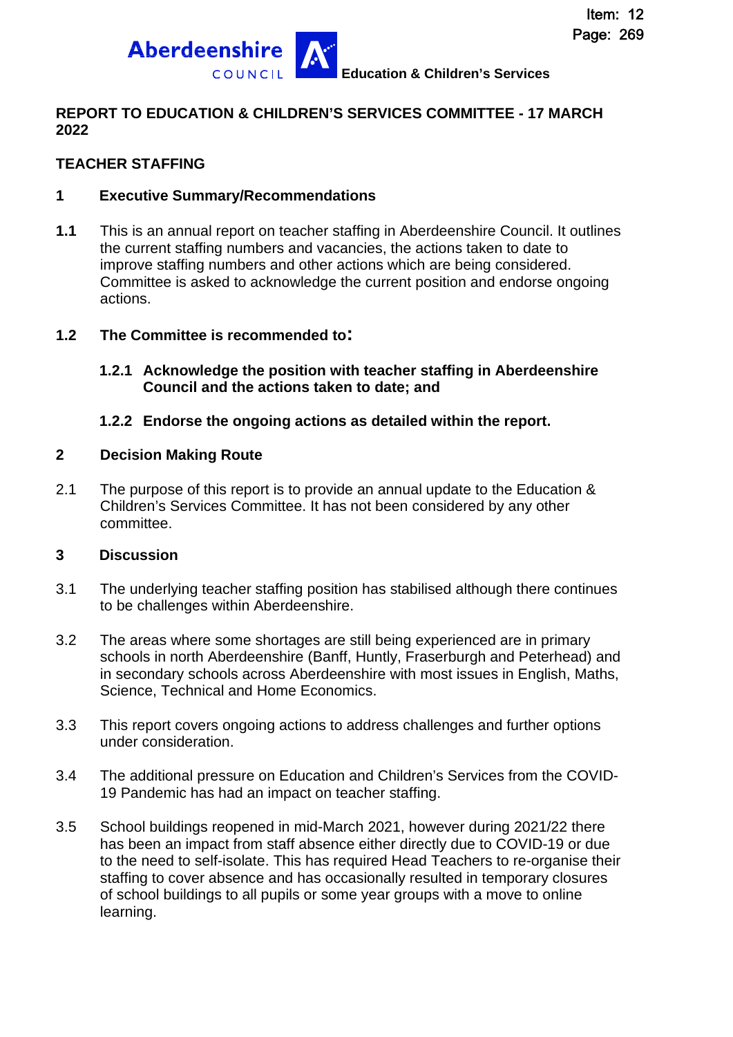**Education & Children's Services**

**REPORT TO EDUCATION & CHILDREN'S SERVICES COMMITTEE - 17 MARCH 2022**

**TEACHER STAFFING**

## 1 Executive Summary/Recommendations

**1.1** This is an annual report on teacher staffing in Aberdeenshire Council. It outlines the current staffing numbers and vacancies, the actions taken to date to improve staffing numbers and other actions which are being considered. Committee is asked to acknowledge the current position and endorse ongoing actions.

**1.2 The Committee is recommended to:**

**1.2.1 Acknowledge the position with teacher staffing in Aberdeenshire Council and the actions taken to date; and**

**1.2.2 Endorse the ongoing actions as detailed within the report.**

## 2 Decision Making Route

2.1 The purpose of this report is to provide an annual update to the Education & Children's Services Committee. It has not been considered by any other committee.

## 3 Discussion

3.1 The underlying teacher staffing position has stabilised although there continues to be challenges within Aberdeenshire.

3.2 The areas where some shortages are still being experienced are in primary schools in north Aberdeenshire (Banff, Huntly, Fraserburgh and Peterhead) and in secondary schools across Aberdeenshire with most issues in English, Maths, Science, Technical and Home Economics.

3.3 This report covers ongoing actions to address challenges and further options under consideration.

3.4 The additional pressure on Education and Children's Services from the COVID-19 Pandemic has had an impact on teacher staffing.

3.5 School buildings reopened in mid-March 2021, however during 2021/22 there has been an impact from staff absence either directly due to COVID-19 or due to the need to self-isolate. This has required Head Teachers to re-organise their staffing to cover absence and has occasionally resulted in temporary closures of school buildings to all pupils or some year groups with a move to online learning.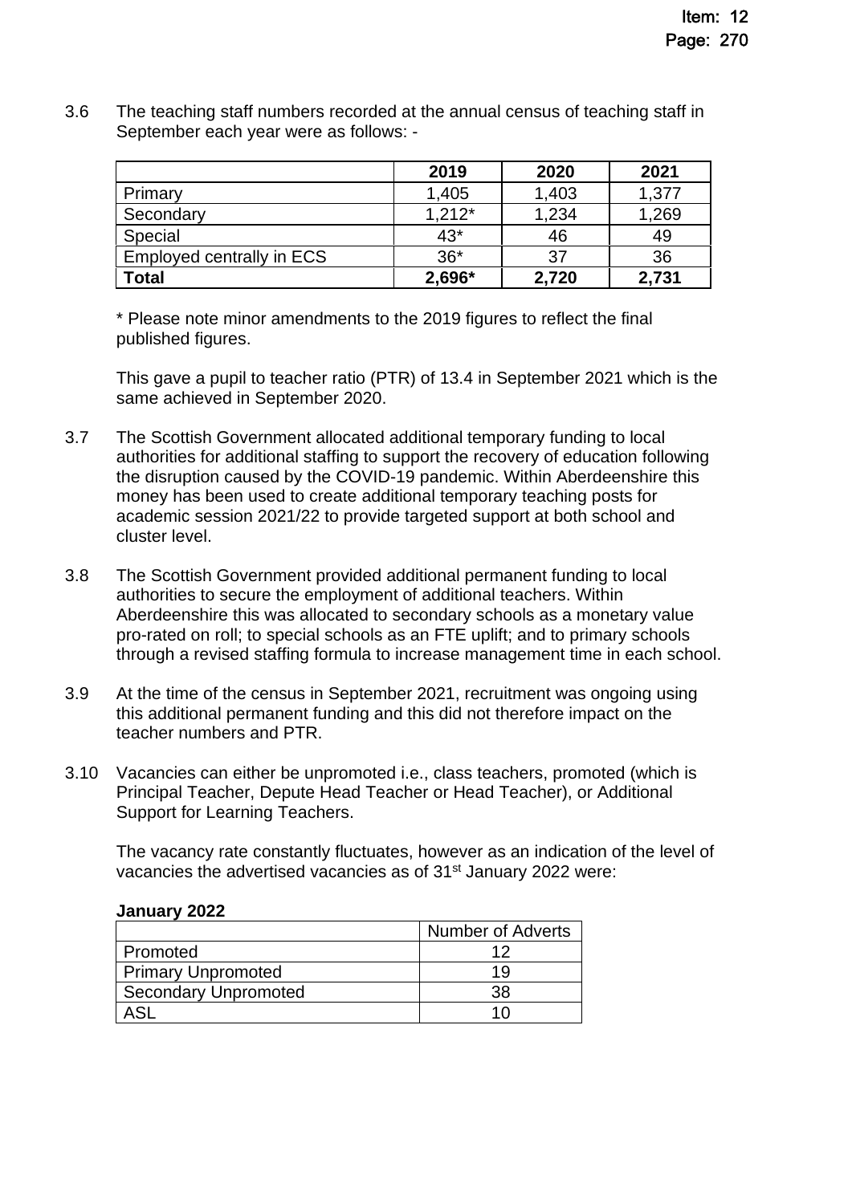3.6 The teaching staff numbers recorded at the annual census of teaching staff in September each year were as follows: -

| | 2019 | 2020 | 2021 |
|---|---|---|---|
| Primary | 1,405 | 1,403 | 1,377 |
| Secondary | 1,212* | 1,234 | 1,269 |
| Special | 43* | 46 | 49 |
| Employed centrally in ECS | 36* | 37 | 36 |
| **Total** | **2,696*** | **2,720** | **2,731** |

\* Please note minor amendments to the 2019 figures to reflect the final published figures.

This gave a pupil to teacher ratio (PTR) of 13.4 in September 2021 which is the same achieved in September 2020.

3.7 The Scottish Government allocated additional temporary funding to local authorities for additional staffing to support the recovery of education following the disruption caused by the COVID-19 pandemic. Within Aberdeenshire this money has been used to create additional temporary teaching posts for academic session 2021/22 to provide targeted support at both school and cluster level.

3.8 The Scottish Government provided additional permanent funding to local authorities to secure the employment of additional teachers. Within Aberdeenshire this was allocated to secondary schools as a monetary value pro-rated on roll; to special schools as an FTE uplift; and to primary schools through a revised staffing formula to increase management time in each school.

3.9 At the time of the census in September 2021, recruitment was ongoing using this additional permanent funding and this did not therefore impact on the teacher numbers and PTR.

3.10 Vacancies can either be unpromoted i.e., class teachers, promoted (which is Principal Teacher, Depute Head Teacher or Head Teacher), or Additional Support for Learning Teachers.

The vacancy rate constantly fluctuates, however as an indication of the level of vacancies the advertised vacancies as of 31st January 2022 were:

**January 2022**

| | Number of Adverts |
|---|---|
| Promoted | 12 |
| Primary Unpromoted | 19 |
| Secondary Unpromoted | 38 |
| ASL | 10 |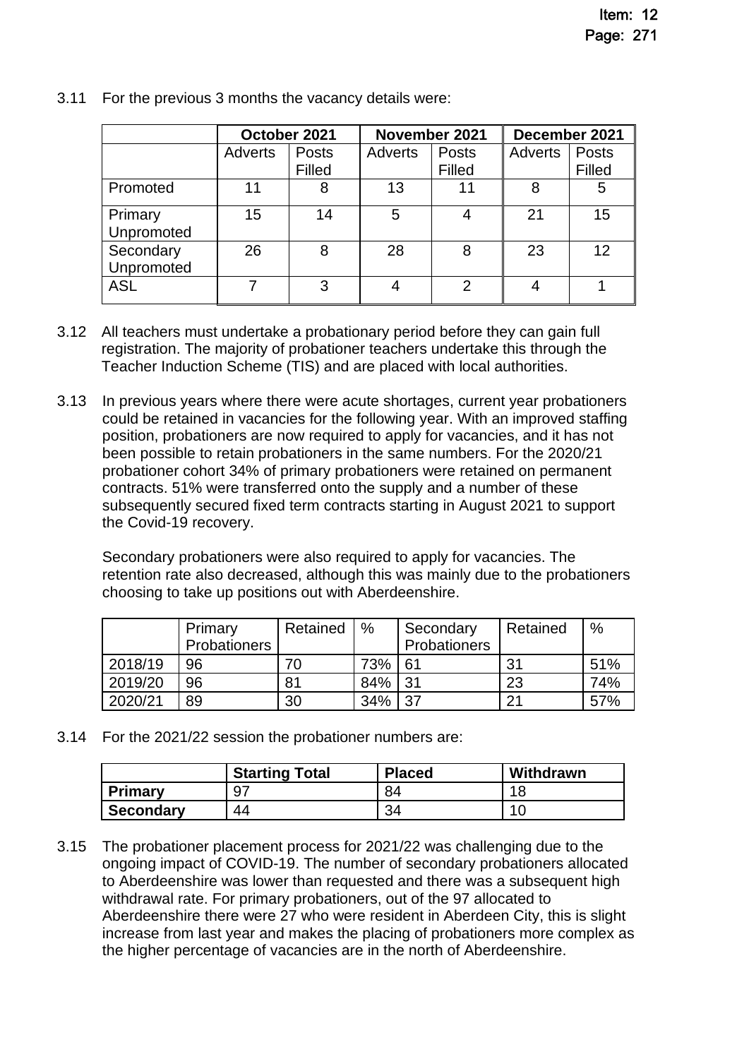3.11 For the previous 3 months the vacancy details were:

| | October 2021 | | November 2021 | | December 2021 | |
|---|---|---|---|---|---|---|
| | Adverts | Posts Filled | Adverts | Posts Filled | Adverts | Posts Filled |
| Promoted | 11 | 8 | 13 | 11 | 8 | 5 |
| Primary Unpromoted | 15 | 14 | 5 | 4 | 21 | 15 |
| Secondary Unpromoted | 26 | 8 | 28 | 8 | 23 | 12 |
| ASL | 7 | 3 | 4 | 2 | 4 | 1 |

3.12 All teachers must undertake a probationary period before they can gain full registration. The majority of probationer teachers undertake this through the Teacher Induction Scheme (TIS) and are placed with local authorities.

3.13 In previous years where there were acute shortages, current year probationers could be retained in vacancies for the following year. With an improved staffing position, probationers are now required to apply for vacancies, and it has not been possible to retain probationers in the same numbers. For the 2020/21 probationer cohort 34% of primary probationers were retained on permanent contracts. 51% were transferred onto the supply and a number of these subsequently secured fixed term contracts starting in August 2021 to support the Covid-19 recovery.

Secondary probationers were also required to apply for vacancies. The retention rate also decreased, although this was mainly due to the probationers choosing to take up positions out with Aberdeenshire.

| | Primary Probationers | Retained | % | Secondary Probationers | Retained | % |
|---|---|---|---|---|---|---|
| 2018/19 | 96 | 70 | 73% | 61 | 31 | 51% |
| 2019/20 | 96 | 81 | 84% | 31 | 23 | 74% |
| 2020/21 | 89 | 30 | 34% | 37 | 21 | 57% |

3.14 For the 2021/22 session the probationer numbers are:

| | Starting Total | Placed | Withdrawn |
|---|---|---|---|
| **Primary** | 97 | 84 | 18 |
| **Secondary** | 44 | 34 | 10 |

3.15 The probationer placement process for 2021/22 was challenging due to the ongoing impact of COVID-19. The number of secondary probationers allocated to Aberdeenshire was lower than requested and there was a subsequent high withdrawal rate. For primary probationers, out of the 97 allocated to Aberdeenshire there were 27 who were resident in Aberdeen City, this is slight increase from last year and makes the placing of probationers more complex as the higher percentage of vacancies are in the north of Aberdeenshire.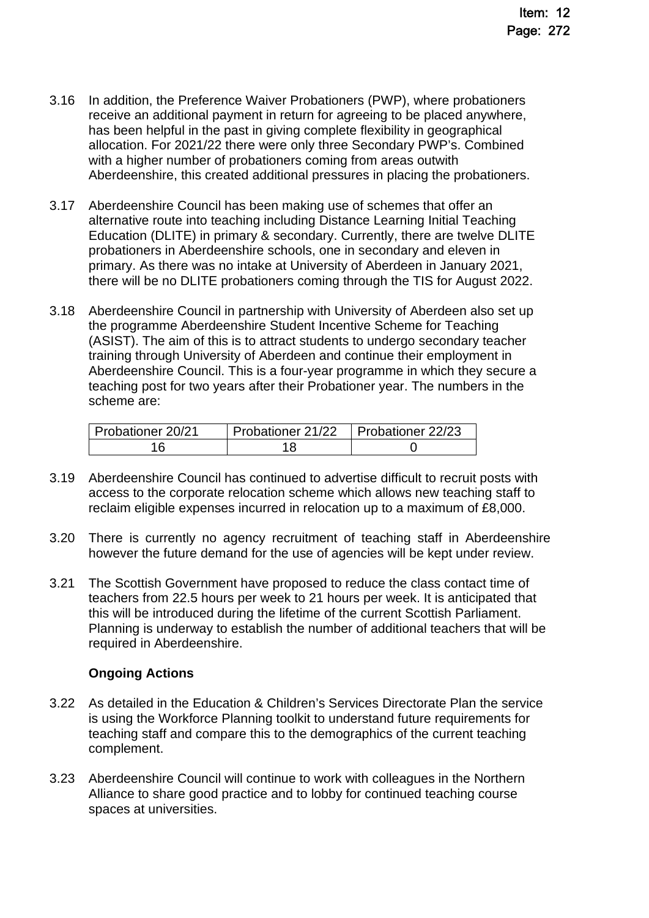3.16 In addition, the Preference Waiver Probationers (PWP), where probationers receive an additional payment in return for agreeing to be placed anywhere, has been helpful in the past in giving complete flexibility in geographical allocation. For 2021/22 there were only three Secondary PWP's. Combined with a higher number of probationers coming from areas outwith Aberdeenshire, this created additional pressures in placing the probationers.

3.17 Aberdeenshire Council has been making use of schemes that offer an alternative route into teaching including Distance Learning Initial Teaching Education (DLITE) in primary & secondary. Currently, there are twelve DLITE probationers in Aberdeenshire schools, one in secondary and eleven in primary. As there was no intake at University of Aberdeen in January 2021, there will be no DLITE probationers coming through the TIS for August 2022.

3.18 Aberdeenshire Council in partnership with University of Aberdeen also set up the programme Aberdeenshire Student Incentive Scheme for Teaching (ASIST). The aim of this is to attract students to undergo secondary teacher training through University of Aberdeen and continue their employment in Aberdeenshire Council. This is a four-year programme in which they secure a teaching post for two years after their Probationer year. The numbers in the scheme are:

| Probationer 20/21 | Probationer 21/22 | Probationer 22/23 |
|---|---|---|
| 16 | 18 | 0 |

3.19 Aberdeenshire Council has continued to advertise difficult to recruit posts with access to the corporate relocation scheme which allows new teaching staff to reclaim eligible expenses incurred in relocation up to a maximum of £8,000.

3.20 There is currently no agency recruitment of teaching staff in Aberdeenshire however the future demand for the use of agencies will be kept under review.

3.21 The Scottish Government have proposed to reduce the class contact time of teachers from 22.5 hours per week to 21 hours per week. It is anticipated that this will be introduced during the lifetime of the current Scottish Parliament. Planning is underway to establish the number of additional teachers that will be required in Aberdeenshire.

**Ongoing Actions**

3.22 As detailed in the Education & Children's Services Directorate Plan the service is using the Workforce Planning toolkit to understand future requirements for teaching staff and compare this to the demographics of the current teaching complement.

3.23 Aberdeenshire Council will continue to work with colleagues in the Northern Alliance to share good practice and to lobby for continued teaching course spaces at universities.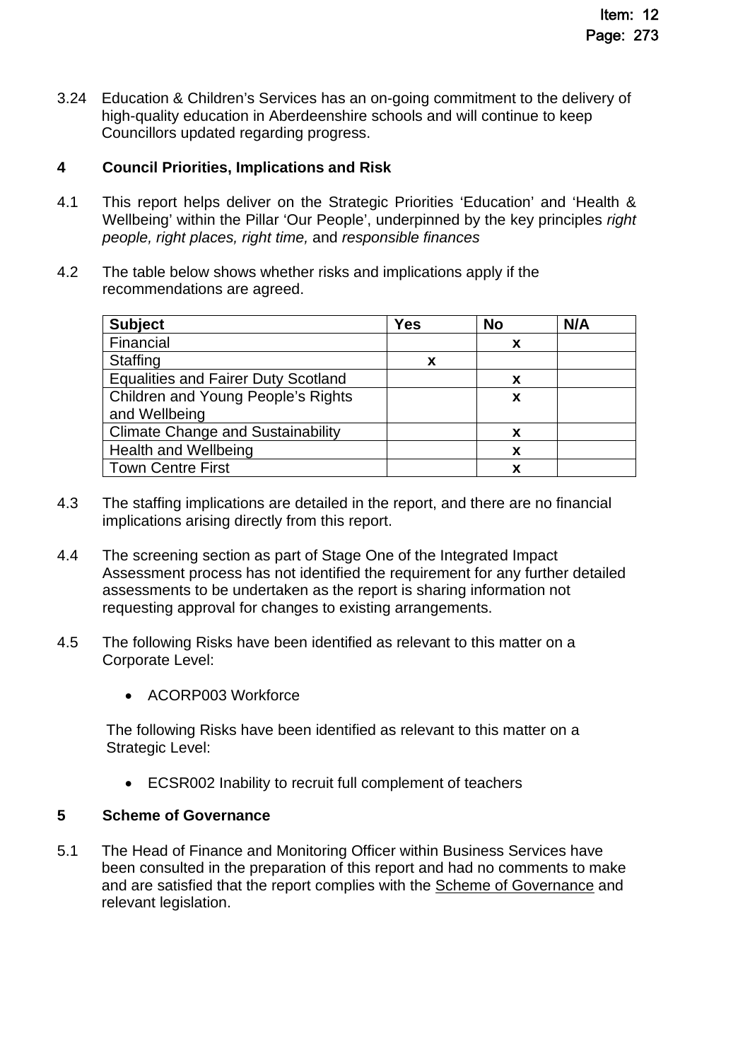3.24 Education & Children's Services has an on-going commitment to the delivery of high-quality education in Aberdeenshire schools and will continue to keep Councillors updated regarding progress.

## 4 Council Priorities, Implications and Risk

4.1 This report helps deliver on the Strategic Priorities 'Education' and 'Health & Wellbeing' within the Pillar 'Our People', underpinned by the key principles *right people, right places, right time,* and *responsible finances*

4.2 The table below shows whether risks and implications apply if the recommendations are agreed.

| Subject | Yes | No | N/A |
| --- | --- | --- | --- |
| Financial | | x | |
| Staffing | x | | |
| Equalities and Fairer Duty Scotland | | x | |
| Children and Young People's Rights and Wellbeing | | x | |
| Climate Change and Sustainability | | x | |
| Health and Wellbeing | | x | |
| Town Centre First | | x | |

4.3 The staffing implications are detailed in the report, and there are no financial implications arising directly from this report.

4.4 The screening section as part of Stage One of the Integrated Impact Assessment process has not identified the requirement for any further detailed assessments to be undertaken as the report is sharing information not requesting approval for changes to existing arrangements.

4.5 The following Risks have been identified as relevant to this matter on a Corporate Level:

- ACORP003 Workforce

The following Risks have been identified as relevant to this matter on a Strategic Level:

- ECSR002 Inability to recruit full complement of teachers

## 5 Scheme of Governance

5.1 The Head of Finance and Monitoring Officer within Business Services have been consulted in the preparation of this report and had no comments to make and are satisfied that the report complies with the Scheme of Governance and relevant legislation.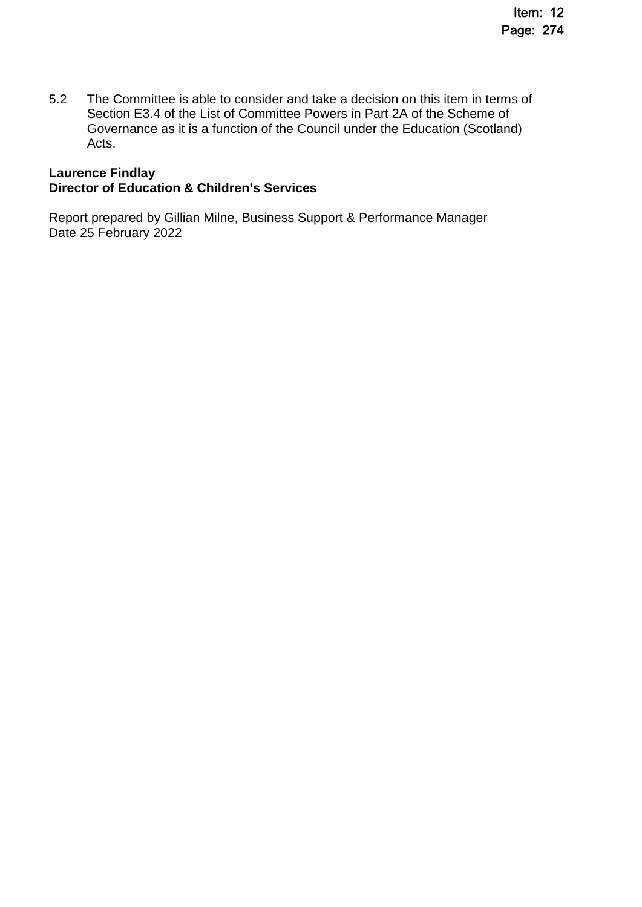5.2 The Committee is able to consider and take a decision on this item in terms of Section E3.4 of the List of Committee Powers in Part 2A of the Scheme of Governance as it is a function of the Council under the Education (Scotland) Acts.

**Laurence Findlay**
**Director of Education & Children's Services**

Report prepared by Gillian Milne, Business Support & Performance Manager
Date 25 February 2022